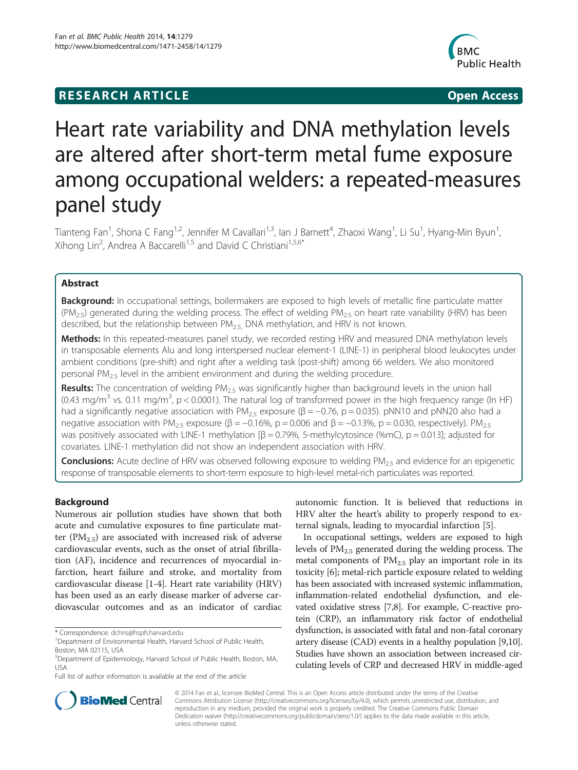**RESEARCH ARTICLE** **Open Access**

# Heart rate variability and DNA methylation levels are altered after short-term metal fume exposure among occupational welders: a repeated-measures panel study

Tianteng Fan[1], Shona C Fang[1,2], Jennifer M Cavallari[1,3], Ian J Barnett[4], Zhaoxi Wang[1], Li Su[1], Hyang-Min Byun[1], Xihong Lin[2], Andrea A Baccarelli[1,5] and David C Christiani[1,5,6*]

## Abstract

**Background:** In occupational settings, boilermakers are exposed to high levels of metallic fine particulate matter ($PM_{2.5}$) generated during the welding process. The effect of welding $PM_{2.5}$ on heart rate variability (HRV) has been described, but the relationship between $PM_{2.5,}$ DNA methylation, and HRV is not known.

**Methods:** In this repeated-measures panel study, we recorded resting HRV and measured DNA methylation levels in transposable elements Alu and long interspersed nuclear element-1 (LINE-1) in peripheral blood leukocytes under ambient conditions (pre-shift) and right after a welding task (post-shift) among 66 welders. We also monitored personal $PM_{2.5}$ level in the ambient environment and during the welding procedure.

**Results:** The concentration of welding $PM_{2.5}$ was significantly higher than background levels in the union hall (0.43 $mg/m^3$ vs. 0.11 $mg/m^3$, $p < 0.0001$). The natural log of transformed power in the high frequency range (ln HF) had a significantly negative association with $PM_{2.5}$ exposure ($\beta = -0.76$, $p = 0.035$). pNN10 and pNN20 also had a negative association with $PM_{2.5}$ exposure ($\beta = -0.16\%$, $p = 0.006$ and $\beta = -0.13\%$, $p = 0.030$, respectively). $PM_{2.5}$ was positively associated with LINE-1 methylation [$\beta = 0.79\%$, 5-methylcytosince (%mC), $p = 0.013$]; adjusted for covariates. LINE-1 methylation did not show an independent association with HRV.

**Conclusions:** Acute decline of HRV was observed following exposure to welding $PM_{2.5}$ and evidence for an epigenetic response of transposable elements to short-term exposure to high-level metal-rich particulates was reported.

## Background

Numerous air pollution studies have shown that both acute and cumulative exposures to fine particulate matter ($PM_{2.5}$) are associated with increased risk of adverse cardiovascular events, such as the onset of atrial fibrillation (AF), incidence and recurrences of myocardial infarction, heart failure and stroke, and mortality from cardiovascular disease [1-4]. Heart rate variability (HRV) has been used as an early disease marker of adverse cardiovascular outcomes and as an indicator of cardiac autonomic function. It is believed that reductions in HRV alter the heart's ability to properly respond to external signals, leading to myocardial infarction [5].

In occupational settings, welders are exposed to high levels of $PM_{2.5}$ generated during the welding process. The metal components of $PM_{2.5}$ play an important role in its toxicity [6]; metal-rich particle exposure related to welding has been associated with increased systemic inflammation, inflammation-related endothelial dysfunction, and elevated oxidative stress [7,8]. For example, C-reactive protein (CRP), an inflammatory risk factor of endothelial dysfunction, is associated with fatal and non-fatal coronary artery disease (CAD) events in a healthy population [9,10]. Studies have shown an association between increased circulating levels of CRP and decreased HRV in middle-aged

\* Correspondence: dchris@hsph.harvard.edu
[1]Department of Environmental Health, Harvard School of Public Health, Boston, MA 02115, USA
[5]Department of Epidemiology, Harvard School of Public Health, Boston, MA, USA
Full list of author information is available at the end of the article

© 2014 Fan et al.; licensee BioMed Central. This is an Open Access article distributed under the terms of the Creative Commons Attribution License (http://creativecommons.org/licenses/by/4.0), which permits unrestricted use, distribution, and reproduction in any medium, provided the original work is properly credited. The Creative Commons Public Domain Dedication waiver (http://creativecommons.org/publicdomain/zero/1.0/) applies to the data made available in this article, unless otherwise stated.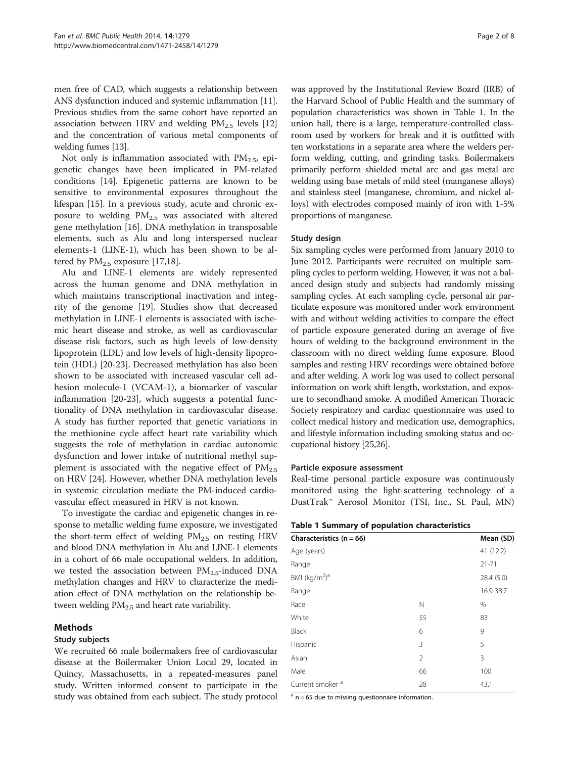men free of CAD, which suggests a relationship between ANS dysfunction induced and systemic inflammation [11]. Previous studies from the same cohort have reported an association between HRV and welding $PM_{2.5}$ levels [12] and the concentration of various metal components of welding fumes [13].

Not only is inflammation associated with $PM_{2.5}$, epigenetic changes have been implicated in PM-related conditions [14]. Epigenetic patterns are known to be sensitive to environmental exposures throughout the lifespan [15]. In a previous study, acute and chronic exposure to welding $PM_{2.5}$ was associated with altered gene methylation [16]. DNA methylation in transposable elements, such as Alu and long interspersed nuclear elements-1 (LINE-1), which has been shown to be altered by $PM_{2.5}$ exposure [17,18].

Alu and LINE-1 elements are widely represented across the human genome and DNA methylation in which maintains transcriptional inactivation and integrity of the genome [19]. Studies show that decreased methylation in LINE-1 elements is associated with ischemic heart disease and stroke, as well as cardiovascular disease risk factors, such as high levels of low-density lipoprotein (LDL) and low levels of high-density lipoprotein (HDL) [20-23]. Decreased methylation has also been shown to be associated with increased vascular cell adhesion molecule-1 (VCAM-1), a biomarker of vascular inflammation [20-23], which suggests a potential functionality of DNA methylation in cardiovascular disease. A study has further reported that genetic variations in the methionine cycle affect heart rate variability which suggests the role of methylation in cardiac autonomic dysfunction and lower intake of nutritional methyl supplement is associated with the negative effect of $PM_{2.5}$ on HRV [24]. However, whether DNA methylation levels in systemic circulation mediate the PM-induced cardiovascular effect measured in HRV is not known.

To investigate the cardiac and epigenetic changes in response to metallic welding fume exposure, we investigated the short-term effect of welding $PM_{2.5}$ on resting HRV and blood DNA methylation in Alu and LINE-1 elements in a cohort of 66 male occupational welders. In addition, we tested the association between $PM_{2.5}$-induced DNA methylation changes and HRV to characterize the mediation effect of DNA methylation on the relationship between welding $PM_{2.5}$ and heart rate variability.

## Methods

### Study subjects

We recruited 66 male boilermakers free of cardiovascular disease at the Boilermaker Union Local 29, located in Quincy, Massachusetts, in a repeated-measures panel study. Written informed consent to participate in the study was obtained from each subject. The study protocol was approved by the Institutional Review Board (IRB) of the Harvard School of Public Health and the summary of population characteristics was shown in Table 1. In the union hall, there is a large, temperature-controlled classroom used by workers for break and it is outfitted with ten workstations in a separate area where the welders perform welding, cutting, and grinding tasks. Boilermakers primarily perform shielded metal arc and gas metal arc welding using base metals of mild steel (manganese alloys) and stainless steel (manganese, chromium, and nickel alloys) with electrodes composed mainly of iron with 1-5% proportions of manganese.

### Study design

Six sampling cycles were performed from January 2010 to June 2012. Participants were recruited on multiple sampling cycles to perform welding. However, it was not a balanced design study and subjects had randomly missing sampling cycles. At each sampling cycle, personal air particulate exposure was monitored under work environment with and without welding activities to compare the effect of particle exposure generated during an average of five hours of welding to the background environment in the classroom with no direct welding fume exposure. Blood samples and resting HRV recordings were obtained before and after welding. A work log was used to collect personal information on work shift length, workstation, and exposure to secondhand smoke. A modified American Thoracic Society respiratory and cardiac questionnaire was used to collect medical history and medication use, demographics, and lifestyle information including smoking status and occupational history [25,26].

### Particle exposure assessment

Real-time personal particle exposure was continuously monitored using the light-scattering technology of a DustTrak™ Aerosol Monitor (TSI, Inc., St. Paul, MN)

**Table 1 Summary of population characteristics**

| Characteristics (n = 66) | | Mean (SD) |
|---|---|---|
| Age (years) | | 41 (12.2) |
| Range | | 21-71 |
| BMI ($kg/m^2$)[a] | | 28.4 (5.0) |
| Range | | 16.9-38.7 |
| Race | N | % |
| White | 55 | 83 |
| Black | 6 | 9 |
| Hispanic | 3 | 5 |
| Asian | 2 | 3 |
| Male | 66 | 100 |
| Current smoker [a] | 28 | 43.1 |

[a] n = 65 due to missing questionnaire information.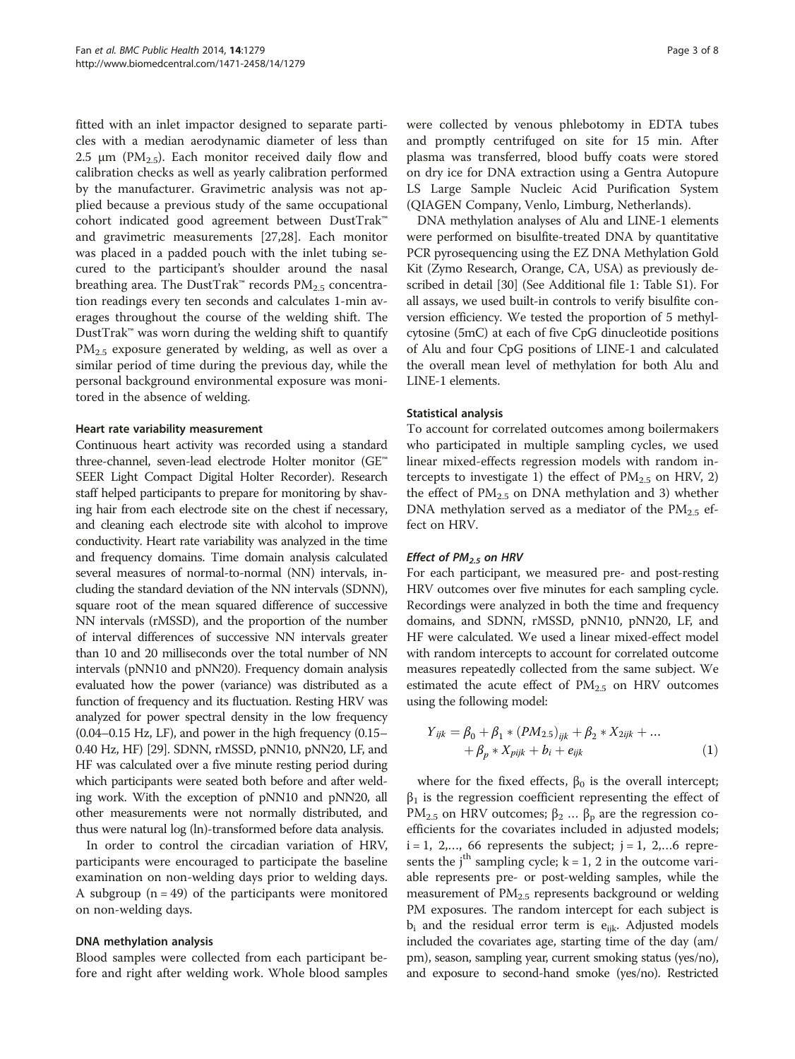fitted with an inlet impactor designed to separate particles with a median aerodynamic diameter of less than 2.5 μm ($PM_{2.5}$). Each monitor received daily flow and calibration checks as well as yearly calibration performed by the manufacturer. Gravimetric analysis was not applied because a previous study of the same occupational cohort indicated good agreement between DustTrak™ and gravimetric measurements [27,28]. Each monitor was placed in a padded pouch with the inlet tubing secured to the participant's shoulder around the nasal breathing area. The DustTrak™ records $PM_{2.5}$ concentration readings every ten seconds and calculates 1-min averages throughout the course of the welding shift. The DustTrak™ was worn during the welding shift to quantify $PM_{2.5}$ exposure generated by welding, as well as over a similar period of time during the previous day, while the personal background environmental exposure was monitored in the absence of welding.

#### Heart rate variability measurement

Continuous heart activity was recorded using a standard three-channel, seven-lead electrode Holter monitor (GE™ SEER Light Compact Digital Holter Recorder). Research staff helped participants to prepare for monitoring by shaving hair from each electrode site on the chest if necessary, and cleaning each electrode site with alcohol to improve conductivity. Heart rate variability was analyzed in the time and frequency domains. Time domain analysis calculated several measures of normal-to-normal (NN) intervals, including the standard deviation of the NN intervals (SDNN), square root of the mean squared difference of successive NN intervals (rMSSD), and the proportion of the number of interval differences of successive NN intervals greater than 10 and 20 milliseconds over the total number of NN intervals (pNN10 and pNN20). Frequency domain analysis evaluated how the power (variance) was distributed as a function of frequency and its fluctuation. Resting HRV was analyzed for power spectral density in the low frequency (0.04–0.15 Hz, LF), and power in the high frequency (0.15–0.40 Hz, HF) [29]. SDNN, rMSSD, pNN10, pNN20, LF, and HF was calculated over a five minute resting period during which participants were seated both before and after welding work. With the exception of pNN10 and pNN20, all other measurements were not normally distributed, and thus were natural log (ln)-transformed before data analysis.

In order to control the circadian variation of HRV, participants were encouraged to participate the baseline examination on non-welding days prior to welding days. A subgroup (n = 49) of the participants were monitored on non-welding days.

#### DNA methylation analysis

Blood samples were collected from each participant before and right after welding work. Whole blood samples were collected by venous phlebotomy in EDTA tubes and promptly centrifuged on site for 15 min. After plasma was transferred, blood buffy coats were stored on dry ice for DNA extraction using a Gentra Autopure LS Large Sample Nucleic Acid Purification System (QIAGEN Company, Venlo, Limburg, Netherlands).

DNA methylation analyses of Alu and LINE-1 elements were performed on bisulfite-treated DNA by quantitative PCR pyrosequencing using the EZ DNA Methylation Gold Kit (Zymo Research, Orange, CA, USA) as previously described in detail [30] (See Additional file 1: Table S1). For all assays, we used built-in controls to verify bisulfite conversion efficiency. We tested the proportion of 5 methylcytosine (5mC) at each of five CpG dinucleotide positions of Alu and four CpG positions of LINE-1 and calculated the overall mean level of methylation for both Alu and LINE-1 elements.

#### Statistical analysis

To account for correlated outcomes among boilermakers who participated in multiple sampling cycles, we used linear mixed-effects regression models with random intercepts to investigate 1) the effect of $PM_{2.5}$ on HRV, 2) the effect of $PM_{2.5}$ on DNA methylation and 3) whether DNA methylation served as a mediator of the $PM_{2.5}$ effect on HRV.

##### *Effect of $PM_{2.5}$ on HRV*

For each participant, we measured pre- and post-resting HRV outcomes over five minutes for each sampling cycle. Recordings were analyzed in both the time and frequency domains, and SDNN, rMSSD, pNN10, pNN20, LF, and HF were calculated. We used a linear mixed-effect model with random intercepts to account for correlated outcome measures repeatedly collected from the same subject. We estimated the acute effect of $PM_{2.5}$ on HRV outcomes using the following model:

$$Y_{ijk} = \beta_0 + \beta_1 * (PM_{2.5})_{ijk} + \beta_2 * X_{2ijk} + \ldots + \beta_p * X_{pijk} + b_i + e_{ijk} \quad (1)$$

where for the fixed effects, $\beta_0$ is the overall intercept; $\beta_1$ is the regression coefficient representing the effect of $PM_{2.5}$ on HRV outcomes; $\beta_2 \ldots \beta_p$ are the regression coefficients for the covariates included in adjusted models; i = 1, 2,..., 66 represents the subject; j = 1, 2,...6 represents the $j^{th}$ sampling cycle; k = 1, 2 in the outcome variable represents pre- or post-welding samples, while the measurement of $PM_{2.5}$ represents background or welding PM exposures. The random intercept for each subject is $b_i$ and the residual error term is $e_{ijk}$. Adjusted models included the covariates age, starting time of the day (am/pm), season, sampling year, current smoking status (yes/no), and exposure to second-hand smoke (yes/no). Restricted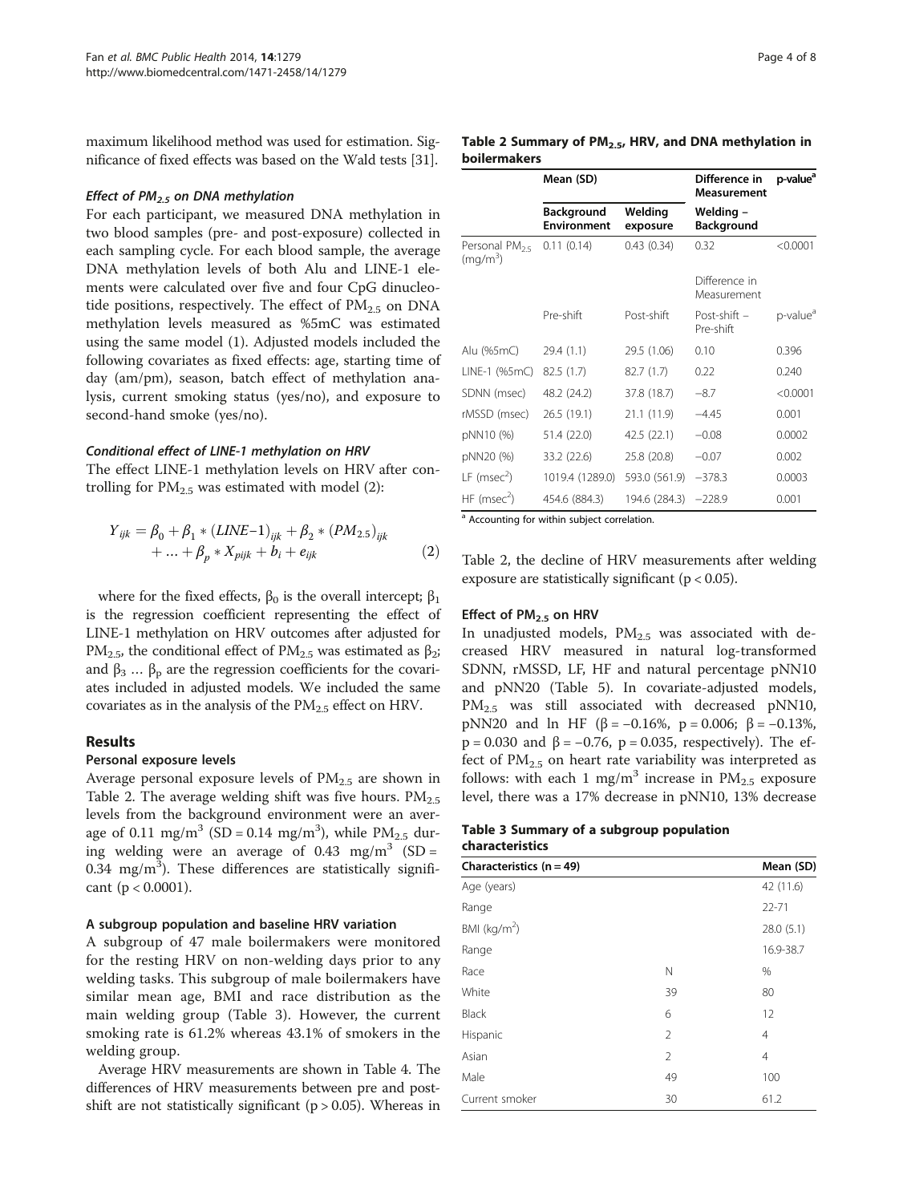maximum likelihood method was used for estimation. Significance of fixed effects was based on the Wald tests [31].

#### *Effect of $PM_{2.5}$ on DNA methylation*

For each participant, we measured DNA methylation in two blood samples (pre- and post-exposure) collected in each sampling cycle. For each blood sample, the average DNA methylation levels of both Alu and LINE-1 elements were calculated over five and four CpG dinucleotide positions, respectively. The effect of $PM_{2.5}$ on DNA methylation levels measured as %5mC was estimated using the same model (1). Adjusted models included the following covariates as fixed effects: age, starting time of day (am/pm), season, batch effect of methylation analysis, current smoking status (yes/no), and exposure to second-hand smoke (yes/no).

#### *Conditional effect of LINE-1 methylation on HRV*

The effect LINE-1 methylation levels on HRV after controlling for $PM_{2.5}$ was estimated with model (2):

$$Y_{ijk} = \beta_0 + \beta_1 * (LINE\text{-}1)_{ijk} + \beta_2 * (PM_{2.5})_{ijk} + \ldots + \beta_p * X_{pijk} + b_i + e_{ijk} \tag{2}$$

where for the fixed effects, $\beta_0$ is the overall intercept; $\beta_1$ is the regression coefficient representing the effect of LINE-1 methylation on HRV outcomes after adjusted for $PM_{2.5}$, the conditional effect of $PM_{2.5}$ was estimated as $\beta_2$; and $\beta_3 \ldots \beta_p$ are the regression coefficients for the covariates included in adjusted models. We included the same covariates as in the analysis of the $PM_{2.5}$ effect on HRV.

## Results

### Personal exposure levels

Average personal exposure levels of $PM_{2.5}$ are shown in Table 2. The average welding shift was five hours. $PM_{2.5}$ levels from the background environment were an average of 0.11 $mg/m^3$ (SD = 0.14 $mg/m^3$), while $PM_{2.5}$ during welding were an average of 0.43 $mg/m^3$ (SD = 0.34 $mg/m^3$). These differences are statistically significant ($p < 0.0001$).

### A subgroup population and baseline HRV variation

A subgroup of 47 male boilermakers were monitored for the resting HRV on non-welding days prior to any welding tasks. This subgroup of male boilermakers have similar mean age, BMI and race distribution as the main welding group (Table 3). However, the current smoking rate is 61.2% whereas 43.1% of smokers in the welding group.

Average HRV measurements are shown in Table 4. The differences of HRV measurements between pre and post-shift are not statistically significant ($p > 0.05$). Whereas in Table 2, the decline of HRV measurements after welding exposure are statistically significant ($p < 0.05$).

**Table 2 Summary of $PM_{2.5}$, HRV, and DNA methylation in boilermakers**

| | Mean (SD) | | Difference in Measurement | p-value[a] |
|---|---|---|---|---|
| | Background Environment | Welding exposure | Welding – Background | |
| Personal $PM_{2.5}$ ($mg/m^3$) | 0.11 (0.14) | 0.43 (0.34) | 0.32 | <0.0001 |
| | | | Difference in Measurement | |
| | Pre-shift | Post-shift | Post-shift – Pre-shift | p-value[a] |
| Alu (%5mC) | 29.4 (1.1) | 29.5 (1.06) | 0.10 | 0.396 |
| LINE-1 (%5mC) | 82.5 (1.7) | 82.7 (1.7) | 0.22 | 0.240 |
| SDNN (msec) | 48.2 (24.2) | 37.8 (18.7) | −8.7 | <0.0001 |
| rMSSD (msec) | 26.5 (19.1) | 21.1 (11.9) | −4.45 | 0.001 |
| pNN10 (%) | 51.4 (22.0) | 42.5 (22.1) | −0.08 | 0.0002 |
| pNN20 (%) | 33.2 (22.6) | 25.8 (20.8) | −0.07 | 0.002 |
| LF ($msec^2$) | 1019.4 (1289.0) | 593.0 (561.9) | −378.3 | 0.0003 |
| HF ($msec^2$) | 454.6 (884.3) | 194.6 (284.3) | −228.9 | 0.001 |

[a] Accounting for within subject correlation.

### Effect of $PM_{2.5}$ on HRV

In unadjusted models, $PM_{2.5}$ was associated with decreased HRV measured in natural log-transformed SDNN, rMSSD, LF, HF and natural percentage pNN10 and pNN20 (Table 5). In covariate-adjusted models, $PM_{2.5}$ was still associated with decreased pNN10, pNN20 and ln HF ($\beta = -0.16\%$, $p = 0.006$; $\beta = -0.13\%$, $p = 0.030$ and $\beta = -0.76$, $p = 0.035$, respectively). The effect of $PM_{2.5}$ on heart rate variability was interpreted as follows: with each 1 $mg/m^3$ increase in $PM_{2.5}$ exposure level, there was a 17% decrease in pNN10, 13% decrease

**Table 3 Summary of a subgroup population characteristics**

| Characteristics (n = 49) | | Mean (SD) |
|---|---|---|
| Age (years) | | 42 (11.6) |
| Range | | 22-71 |
| BMI ($kg/m^2$) | | 28.0 (5.1) |
| Range | | 16.9-38.7 |
| Race | N | % |
| White | 39 | 80 |
| Black | 6 | 12 |
| Hispanic | 2 | 4 |
| Asian | 2 | 4 |
| Male | 49 | 100 |
| Current smoker | 30 | 61.2 |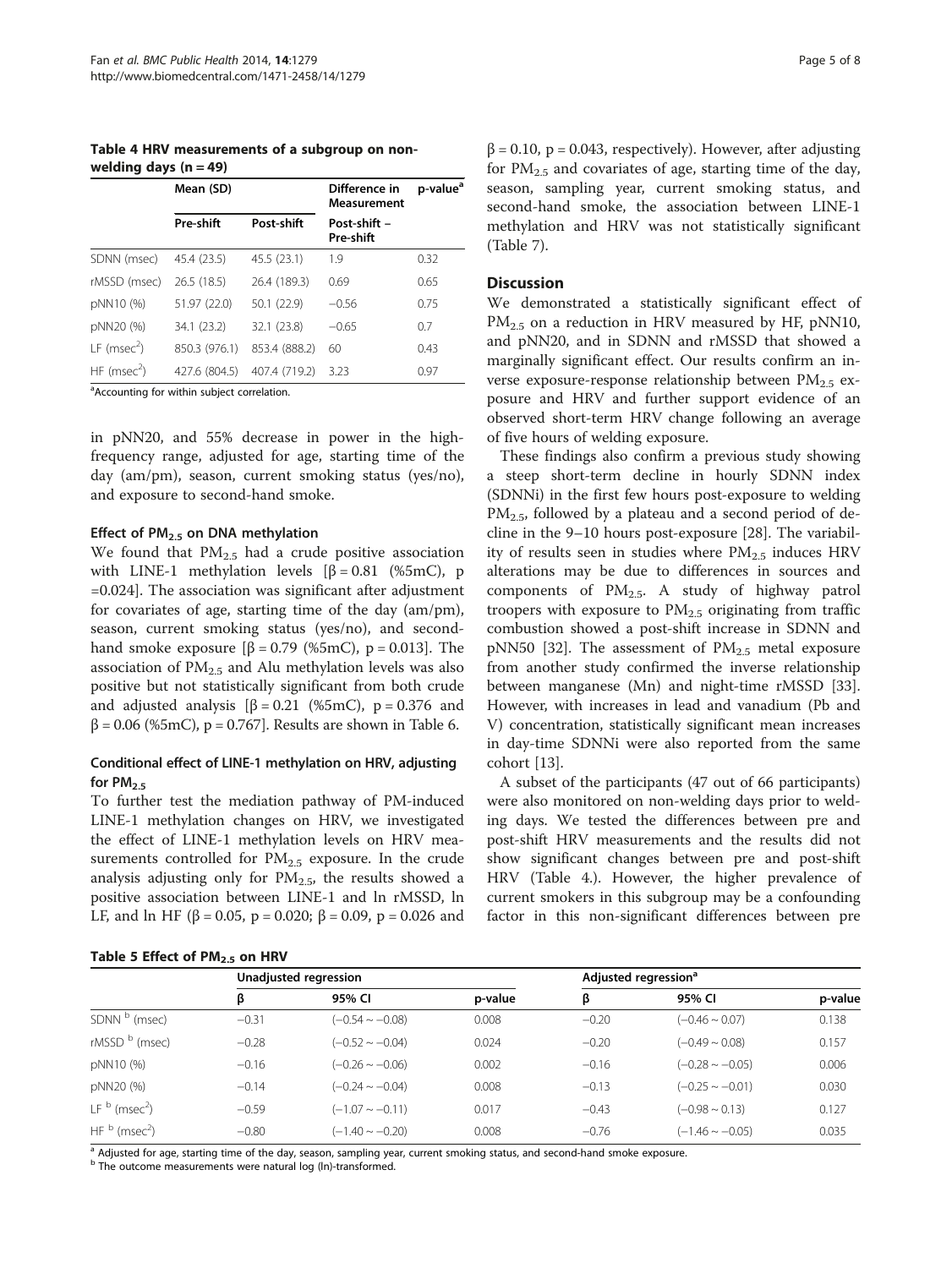**Table 4 HRV measurements of a subgroup on non-welding days (n = 49)**

| | Mean (SD) | | Difference in Measurement | p-value[a] |
|---|---|---|---|---|
| | Pre-shift | Post-shift | Post-shift – Pre-shift | |
| SDNN (msec) | 45.4 (23.5) | 45.5 (23.1) | 1.9 | 0.32 |
| rMSSD (msec) | 26.5 (18.5) | 26.4 (189.3) | 0.69 | 0.65 |
| pNN10 (%) | 51.97 (22.0) | 50.1 (22.9) | −0.56 | 0.75 |
| pNN20 (%) | 34.1 (23.2) | 32.1 (23.8) | −0.65 | 0.7 |
| LF ($msec^2$) | 850.3 (976.1) | 853.4 (888.2) | 60 | 0.43 |
| HF ($msec^2$) | 427.6 (804.5) | 407.4 (719.2) | 3.23 | 0.97 |

[a]Accounting for within subject correlation.

in pNN20, and 55% decrease in power in the high-frequency range, adjusted for age, starting time of the day (am/pm), season, current smoking status (yes/no), and exposure to second-hand smoke.

#### Effect of $PM_{2.5}$ on DNA methylation

We found that $PM_{2.5}$ had a crude positive association with LINE-1 methylation levels [$\beta = 0.81$ (%5mC), p =0.024]. The association was significant after adjustment for covariates of age, starting time of the day (am/pm), season, current smoking status (yes/no), and second-hand smoke exposure [$\beta = 0.79$ (%5mC), p = 0.013]. The association of $PM_{2.5}$ and Alu methylation levels was also positive but not statistically significant from both crude and adjusted analysis [$\beta = 0.21$ (%5mC), p = 0.376 and $\beta = 0.06$ (%5mC), p = 0.767]. Results are shown in Table 6.

#### Conditional effect of LINE-1 methylation on HRV, adjusting for $PM_{2.5}$

To further test the mediation pathway of PM-induced LINE-1 methylation changes on HRV, we investigated the effect of LINE-1 methylation levels on HRV measurements controlled for $PM_{2.5}$ exposure. In the crude analysis adjusting only for $PM_{2.5}$, the results showed a positive association between LINE-1 and ln rMSSD, ln LF, and ln HF ($\beta = 0.05$, p = 0.020; $\beta = 0.09$, p = 0.026 and $\beta = 0.10$, p = 0.043, respectively). However, after adjusting for $PM_{2.5}$ and covariates of age, starting time of the day, season, sampling year, current smoking status, and second-hand smoke, the association between LINE-1 methylation and HRV was not statistically significant (Table 7).

## Discussion

We demonstrated a statistically significant effect of $PM_{2.5}$ on a reduction in HRV measured by HF, pNN10, and pNN20, and in SDNN and rMSSD that showed a marginally significant effect. Our results confirm an inverse exposure-response relationship between $PM_{2.5}$ exposure and HRV and further support evidence of an observed short-term HRV change following an average of five hours of welding exposure.

These findings also confirm a previous study showing a steep short-term decline in hourly SDNN index (SDNNi) in the first few hours post-exposure to welding $PM_{2.5}$, followed by a plateau and a second period of decline in the 9–10 hours post-exposure [28]. The variability of results seen in studies where $PM_{2.5}$ induces HRV alterations may be due to differences in sources and components of $PM_{2.5}$. A study of highway patrol troopers with exposure to $PM_{2.5}$ originating from traffic combustion showed a post-shift increase in SDNN and pNN50 [32]. The assessment of $PM_{2.5}$ metal exposure from another study confirmed the inverse relationship between manganese (Mn) and night-time rMSSD [33]. However, with increases in lead and vanadium (Pb and V) concentration, statistically significant mean increases in day-time SDNNi were also reported from the same cohort [13].

A subset of the participants (47 out of 66 participants) were also monitored on non-welding days prior to welding days. We tested the differences between pre and post-shift HRV measurements and the results did not show significant changes between pre and post-shift HRV (Table 4.). However, the higher prevalence of current smokers in this subgroup may be a confounding factor in this non-significant differences between pre

**Table 5 Effect of $PM_{2.5}$ on HRV**

| | Unadjusted regression | | | Adjusted regression[a] | | |
|---|---|---|---|---|---|---|
| | β | 95% CI | p-value | β | 95% CI | p-value |
| SDNN [b] (msec) | −0.31 | (−0.54 ~ −0.08) | 0.008 | −0.20 | (−0.46 ~ 0.07) | 0.138 |
| rMSSD [b] (msec) | −0.28 | (−0.52 ~ −0.04) | 0.024 | −0.20 | (−0.49 ~ 0.08) | 0.157 |
| pNN10 (%) | −0.16 | (−0.26 ~ −0.06) | 0.002 | −0.16 | (−0.28 ~ −0.05) | 0.006 |
| pNN20 (%) | −0.14 | (−0.24 ~ −0.04) | 0.008 | −0.13 | (−0.25 ~ −0.01) | 0.030 |
| LF [b] ($msec^2$) | −0.59 | (−1.07 ~ −0.11) | 0.017 | −0.43 | (−0.98 ~ 0.13) | 0.127 |
| HF [b] ($msec^2$) | −0.80 | (−1.40 ~ −0.20) | 0.008 | −0.76 | (−1.46 ~ −0.05) | 0.035 |

[a] Adjusted for age, starting time of the day, season, sampling year, current smoking status, and second-hand smoke exposure.
[b] The outcome measurements were natural log (ln)-transformed.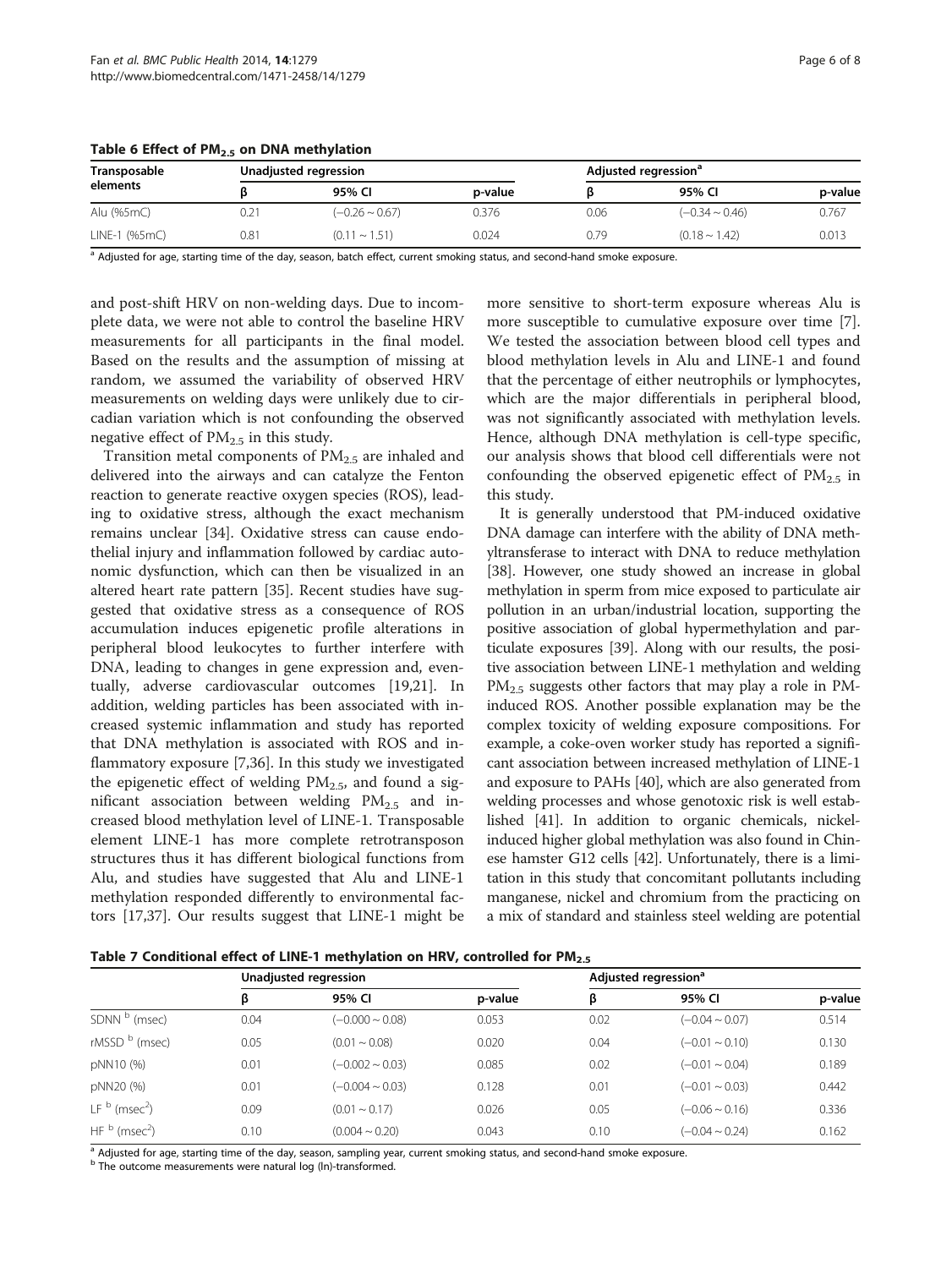**Table 6 Effect of $PM_{2.5}$ on DNA methylation**

| Transposable elements | Unadjusted regression | | | Adjusted regression[a] | | |
|---|---|---|---|---|---|---|
| | β | 95% CI | p-value | β | 95% CI | p-value |
| Alu (%5mC) | 0.21 | (−0.26 ~ 0.67) | 0.376 | 0.06 | (−0.34 ~ 0.46) | 0.767 |
| LINE-1 (%5mC) | 0.81 | (0.11 ~ 1.51) | 0.024 | 0.79 | (0.18 ~ 1.42) | 0.013 |

[a] Adjusted for age, starting time of the day, season, batch effect, current smoking status, and second-hand smoke exposure.

and post-shift HRV on non-welding days. Due to incomplete data, we were not able to control the baseline HRV measurements for all participants in the final model. Based on the results and the assumption of missing at random, we assumed the variability of observed HRV measurements on welding days were unlikely due to circadian variation which is not confounding the observed negative effect of $PM_{2.5}$ in this study.

Transition metal components of $PM_{2.5}$ are inhaled and delivered into the airways and can catalyze the Fenton reaction to generate reactive oxygen species (ROS), leading to oxidative stress, although the exact mechanism remains unclear [34]. Oxidative stress can cause endothelial injury and inflammation followed by cardiac autonomic dysfunction, which can then be visualized in an altered heart rate pattern [35]. Recent studies have suggested that oxidative stress as a consequence of ROS accumulation induces epigenetic profile alterations in peripheral blood leukocytes to further interfere with DNA, leading to changes in gene expression and, eventually, adverse cardiovascular outcomes [19,21]. In addition, welding particles has been associated with increased systemic inflammation and study has reported that DNA methylation is associated with ROS and inflammatory exposure [7,36]. In this study we investigated the epigenetic effect of welding $PM_{2.5}$, and found a significant association between welding $PM_{2.5}$ and increased blood methylation level of LINE-1. Transposable element LINE-1 has more complete retrotransposon structures thus it has different biological functions from Alu, and studies have suggested that Alu and LINE-1 methylation responded differently to environmental factors [17,37]. Our results suggest that LINE-1 might be more sensitive to short-term exposure whereas Alu is more susceptible to cumulative exposure over time [7]. We tested the association between blood cell types and blood methylation levels in Alu and LINE-1 and found that the percentage of either neutrophils or lymphocytes, which are the major differentials in peripheral blood, was not significantly associated with methylation levels. Hence, although DNA methylation is cell-type specific, our analysis shows that blood cell differentials were not confounding the observed epigenetic effect of $PM_{2.5}$ in this study.

It is generally understood that PM-induced oxidative DNA damage can interfere with the ability of DNA methyltransferase to interact with DNA to reduce methylation [38]. However, one study showed an increase in global methylation in sperm from mice exposed to particulate air pollution in an urban/industrial location, supporting the positive association of global hypermethylation and particulate exposures [39]. Along with our results, the positive association between LINE-1 methylation and welding $PM_{2.5}$ suggests other factors that may play a role in PM-induced ROS. Another possible explanation may be the complex toxicity of welding exposure compositions. For example, a coke-oven worker study has reported a significant association between increased methylation of LINE-1 and exposure to PAHs [40], which are also generated from welding processes and whose genotoxic risk is well established [41]. In addition to organic chemicals, nickel-induced higher global methylation was also found in Chinese hamster G12 cells [42]. Unfortunately, there is a limitation in this study that concomitant pollutants including manganese, nickel and chromium from the practicing on a mix of standard and stainless steel welding are potential

**Table 7 Conditional effect of LINE-1 methylation on HRV, controlled for $PM_{2.5}$**

| | Unadjusted regression | | | Adjusted regression[a] | | |
|---|---|---|---|---|---|---|
| | β | 95% CI | p-value | β | 95% CI | p-value |
| SDNN [b] (msec) | 0.04 | (−0.000 ~ 0.08) | 0.053 | 0.02 | (−0.04 ~ 0.07) | 0.514 |
| rMSSD [b] (msec) | 0.05 | (0.01 ~ 0.08) | 0.020 | 0.04 | (−0.01 ~ 0.10) | 0.130 |
| pNN10 (%) | 0.01 | (−0.002 ~ 0.03) | 0.085 | 0.02 | (−0.01 ~ 0.04) | 0.189 |
| pNN20 (%) | 0.01 | (−0.004 ~ 0.03) | 0.128 | 0.01 | (−0.01 ~ 0.03) | 0.442 |
| LF [b] ($msec^2$) | 0.09 | (0.01 ~ 0.17) | 0.026 | 0.05 | (−0.06 ~ 0.16) | 0.336 |
| HF [b] ($msec^2$) | 0.10 | (0.004 ~ 0.20) | 0.043 | 0.10 | (−0.04 ~ 0.24) | 0.162 |

[a] Adjusted for age, starting time of the day, season, sampling year, current smoking status, and second-hand smoke exposure.
[b] The outcome measurements were natural log (ln)-transformed.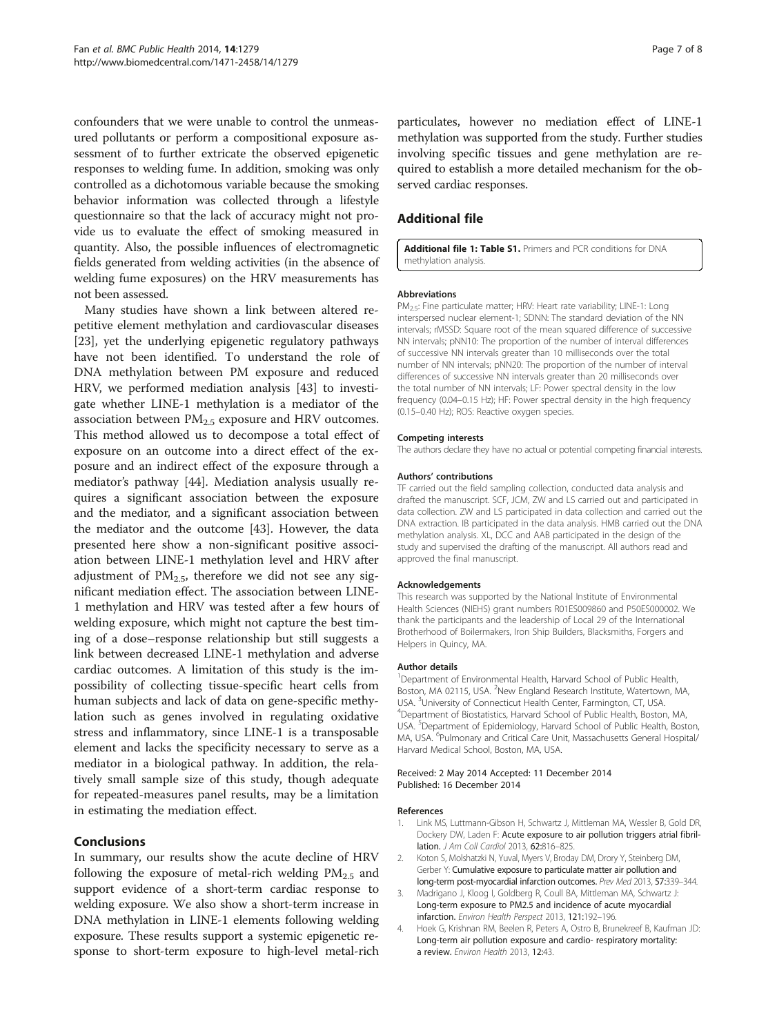confounders that we were unable to control the unmeasured pollutants or perform a compositional exposure assessment of to further extricate the observed epigenetic responses to welding fume. In addition, smoking was only controlled as a dichotomous variable because the smoking behavior information was collected through a lifestyle questionnaire so that the lack of accuracy might not provide us to evaluate the effect of smoking measured in quantity. Also, the possible influences of electromagnetic fields generated from welding activities (in the absence of welding fume exposures) on the HRV measurements has not been assessed.

Many studies have shown a link between altered repetitive element methylation and cardiovascular diseases [23], yet the underlying epigenetic regulatory pathways have not been identified. To understand the role of DNA methylation between PM exposure and reduced HRV, we performed mediation analysis [43] to investigate whether LINE-1 methylation is a mediator of the association between $PM_{2.5}$ exposure and HRV outcomes. This method allowed us to decompose a total effect of exposure on an outcome into a direct effect of the exposure and an indirect effect of the exposure through a mediator's pathway [44]. Mediation analysis usually requires a significant association between the exposure and the mediator, and a significant association between the mediator and the outcome [43]. However, the data presented here show a non-significant positive association between LINE-1 methylation level and HRV after adjustment of $PM_{2.5}$, therefore we did not see any significant mediation effect. The association between LINE-1 methylation and HRV was tested after a few hours of welding exposure, which might not capture the best timing of a dose–response relationship but still suggests a link between decreased LINE-1 methylation and adverse cardiac outcomes. A limitation of this study is the impossibility of collecting tissue-specific heart cells from human subjects and lack of data on gene-specific methylation such as genes involved in regulating oxidative stress and inflammatory, since LINE-1 is a transposable element and lacks the specificity necessary to serve as a mediator in a biological pathway. In addition, the relatively small sample size of this study, though adequate for repeated-measures panel results, may be a limitation in estimating the mediation effect.

## Conclusions

In summary, our results show the acute decline of HRV following the exposure of metal-rich welding $PM_{2.5}$ and support evidence of a short-term cardiac response to welding exposure. We also show a short-term increase in DNA methylation in LINE-1 elements following welding exposure. These results support a systemic epigenetic response to short-term exposure to high-level metal-rich particulates, however no mediation effect of LINE-1 methylation was supported from the study. Further studies involving specific tissues and gene methylation are required to establish a more detailed mechanism for the observed cardiac responses.

## Additional file

**Additional file 1: Table S1.** Primers and PCR conditions for DNA methylation analysis.

#### Abbreviations

$PM_{2.5}$: Fine particulate matter; HRV: Heart rate variability; LINE-1: Long interspersed nuclear element-1; SDNN: The standard deviation of the NN intervals; rMSSD: Square root of the mean squared difference of successive NN intervals; pNN10: The proportion of the number of interval differences of successive NN intervals greater than 10 milliseconds over the total number of NN intervals; pNN20: The proportion of the number of interval differences of successive NN intervals greater than 20 milliseconds over the total number of NN intervals; LF: Power spectral density in the low frequency (0.04–0.15 Hz); HF: Power spectral density in the high frequency (0.15–0.40 Hz); ROS: Reactive oxygen species.

#### Competing interests

The authors declare they have no actual or potential competing financial interests.

#### Authors' contributions

TF carried out the field sampling collection, conducted data analysis and drafted the manuscript. SCF, JCM, ZW and LS carried out and participated in data collection. ZW and LS participated in data collection and carried out the DNA extraction. IB participated in the data analysis. HMB carried out the DNA methylation analysis. XL, DCC and AAB participated in the design of the study and supervised the drafting of the manuscript. All authors read and approved the final manuscript.

#### Acknowledgements

This research was supported by the National Institute of Environmental Health Sciences (NIEHS) grant numbers R01ES009860 and P50ES000002. We thank the participants and the leadership of Local 29 of the International Brotherhood of Boilermakers, Iron Ship Builders, Blacksmiths, Forgers and Helpers in Quincy, MA.

#### Author details

[1]Department of Environmental Health, Harvard School of Public Health, Boston, MA 02115, USA. [2]New England Research Institute, Watertown, MA, USA. [3]University of Connecticut Health Center, Farmington, CT, USA. [4]Department of Biostatistics, Harvard School of Public Health, Boston, MA, USA. [5]Department of Epidemiology, Harvard School of Public Health, Boston, MA, USA. [6]Pulmonary and Critical Care Unit, Massachusetts General Hospital/ Harvard Medical School, Boston, MA, USA.

Received: 2 May 2014 Accepted: 11 December 2014
Published: 16 December 2014

#### References

1. Link MS, Luttmann-Gibson H, Schwartz J, Mittleman MA, Wessler B, Gold DR, Dockery DW, Laden F: **Acute exposure to air pollution triggers atrial fibrillation.** *J Am Coll Cardiol* 2013, **62:**816–825.
2. Koton S, Molshatzki N, Yuval, Myers V, Broday DM, Drory Y, Steinberg DM, Gerber Y: **Cumulative exposure to particulate matter air pollution and long-term post-myocardial infarction outcomes.** *Prev Med* 2013, **57:**339–344.
3. Madrigano J, Kloog I, Goldberg R, Coull BA, Mittleman MA, Schwartz J: **Long-term exposure to PM2.5 and incidence of acute myocardial infarction.** *Environ Health Perspect* 2013, **121:**192–196.
4. Hoek G, Krishnan RM, Beelen R, Peters A, Ostro B, Brunekreef B, Kaufman JD: **Long-term air pollution exposure and cardio- respiratory mortality: a review.** *Environ Health* 2013, **12:**43.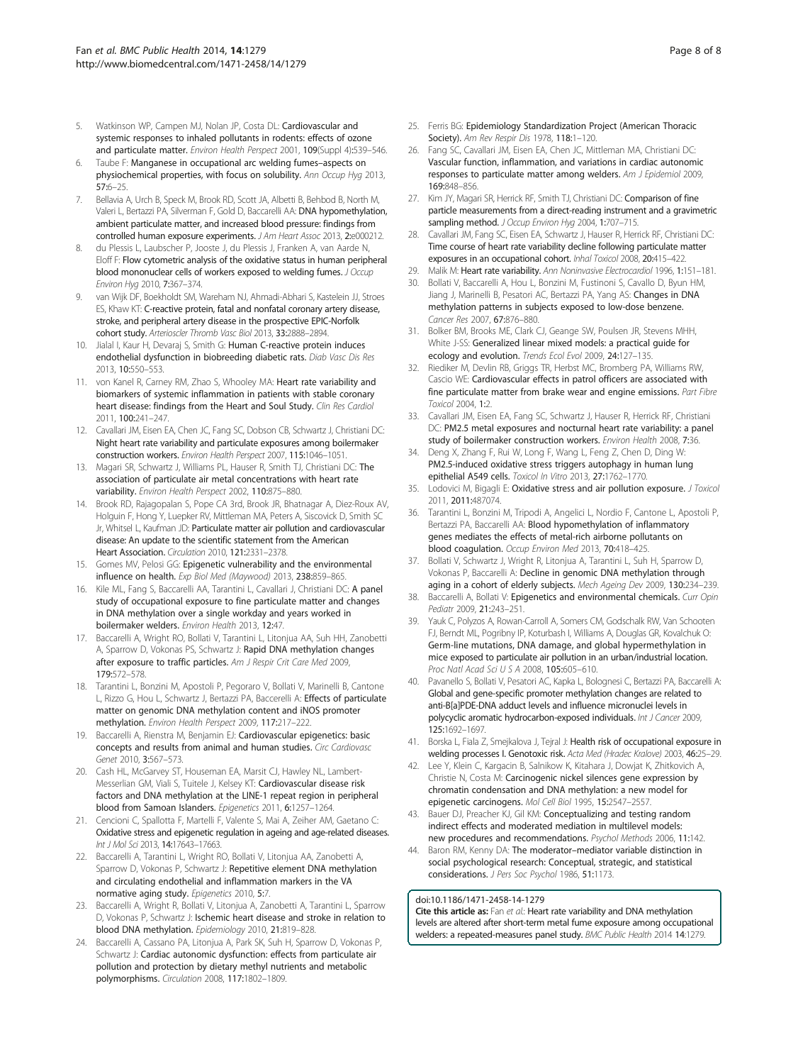5. Watkinson WP, Campen MJ, Nolan JP, Costa DL: **Cardiovascular and systemic responses to inhaled pollutants in rodents: effects of ozone and particulate matter.** *Environ Health Perspect* 2001, **109**(Suppl 4):539–546.
6. Taube F: **Manganese in occupational arc welding fumes–aspects on physiochemical properties, with focus on solubility.** *Ann Occup Hyg* 2013, **57:**6–25.
7. Bellavia A, Urch B, Speck M, Brook RD, Scott JA, Albetti B, Behbod B, North M, Valeri L, Bertazzi PA, Silverman F, Gold D, Baccarelli AA: **DNA hypomethylation, ambient particulate matter, and increased blood pressure: findings from controlled human exposure experiments.** *J Am Heart Assoc* 2013, **2:**e000212.
8. du Plessis L, Laubscher P, Jooste J, du Plessis J, Franken A, van Aarde N, Eloff F: **Flow cytometric analysis of the oxidative status in human peripheral blood mononuclear cells of workers exposed to welding fumes.** *J Occup Environ Hyg* 2010, **7:**367–374.
9. van Wijk DF, Boekholdt SM, Wareham NJ, Ahmadi-Abhari S, Kastelein JJ, Stroes ES, Khaw KT: **C-reactive protein, fatal and nonfatal coronary artery disease, stroke, and peripheral artery disease in the prospective EPIC-Norfolk cohort study.** *Arterioscler Thromb Vasc Biol* 2013, **33:**2888–2894.
10. Jialal I, Kaur H, Devaraj S, Smith G: **Human C-reactive protein induces endothelial dysfunction in biobreeding diabetic rats.** *Diab Vasc Dis Res* 2013, **10:**550–553.
11. von Kanel R, Carney RM, Zhao S, Whooley MA: **Heart rate variability and biomarkers of systemic inflammation in patients with stable coronary heart disease: findings from the Heart and Soul Study.** *Clin Res Cardiol* 2011, **100:**241–247.
12. Cavallari JM, Eisen EA, Chen JC, Fang SC, Dobson CB, Schwartz J, Christiani DC: **Night heart rate variability and particulate exposures among boilermaker construction workers.** *Environ Health Perspect* 2007, **115:**1046–1051.
13. Magari SR, Schwartz J, Williams PL, Hauser R, Smith TJ, Christiani DC: **The association of particulate air metal concentrations with heart rate variability.** *Environ Health Perspect* 2002, **110:**875–880.
14. Brook RD, Rajagopalan S, Pope CA 3rd, Brook JR, Bhatnagar A, Diez-Roux AV, Holguin F, Hong Y, Luepker RV, Mittleman MA, Peters A, Siscovick D, Smith SC Jr, Whitsel L, Kaufman JD: **Particulate matter air pollution and cardiovascular disease: An update to the scientific statement from the American Heart Association.** *Circulation* 2010, **121:**2331–2378.
15. Gomes MV, Pelosi GG: **Epigenetic vulnerability and the environmental influence on health.** *Exp Biol Med (Maywood)* 2013, **238:**859–865.
16. Kile ML, Fang S, Baccarelli AA, Tarantini L, Cavallari J, Christiani DC: **A panel study of occupational exposure to fine particulate matter and changes in DNA methylation over a single workday and years worked in boilermaker welders.** *Environ Health* 2013, **12:**47.
17. Baccarelli A, Wright RO, Bollati V, Tarantini L, Litonjua AA, Suh HH, Zanobetti A, Sparrow D, Vokonas PS, Schwartz J: **Rapid DNA methylation changes after exposure to traffic particles.** *Am J Respir Crit Care Med* 2009, **179:**572–578.
18. Tarantini L, Bonzini M, Apostoli P, Pegoraro V, Bollati V, Marinelli B, Cantone L, Rizzo G, Hou L, Schwartz J, Bertazzi PA, Baccerelli A: **Effects of particulate matter on genomic DNA methylation content and iNOS promoter methylation.** *Environ Health Perspect* 2009, **117:**217–222.
19. Baccarelli A, Rienstra M, Benjamin EJ: **Cardiovascular epigenetics: basic concepts and results from animal and human studies.** *Circ Cardiovasc Genet* 2010, **3:**567–573.
20. Cash HL, McGarvey ST, Houseman EA, Marsit CJ, Hawley NL, Lambert-Messerlian GM, Viali S, Tuitele J, Kelsey KT: **Cardiovascular disease risk factors and DNA methylation at the LINE-1 repeat region in peripheral blood from Samoan Islanders.** *Epigenetics* 2011, **6:**1257–1264.
21. Cencioni C, Spallotta F, Martelli F, Valente S, Mai A, Zeiher AM, Gaetano C: **Oxidative stress and epigenetic regulation in ageing and age-related diseases.** *Int J Mol Sci* 2013, **14:**17643–17663.
22. Baccarelli A, Tarantini L, Wright RO, Bollati V, Litonjua AA, Zanobetti A, Sparrow D, Vokonas PS, Schwartz J: **Repetitive element DNA methylation and circulating endothelial and inflammation markers in the VA normative aging study.** *Epigenetics* 2010, **5:**7.
23. Baccarelli A, Wright R, Bollati V, Litonjua A, Zanobetti A, Tarantini L, Sparrow D, Vokonas P, Schwartz J: **Ischemic heart disease and stroke in relation to blood DNA methylation.** *Epidemiology* 2010, **21:**819–828.
24. Baccarelli A, Cassano PA, Litonjua A, Park SK, Suh H, Sparrow D, Vokonas P, Schwartz J: **Cardiac autonomic dysfunction: effects from particulate air pollution and protection by dietary methyl nutrients and metabolic polymorphisms.** *Circulation* 2008, **117:**1802–1809.
25. Ferris BG: **Epidemiology Standardization Project (American Thoracic Society).** *Am Rev Respir Dis* 1978, **118:**1–120.
26. Fang SC, Cavallari JM, Eisen EA, Chen JC, Mittleman MA, Christiani DC: **Vascular function, inflammation, and variations in cardiac autonomic responses to particulate matter among welders.** *Am J Epidemiol* 2009, **169:**848–856.
27. Kim JY, Magari SR, Herrick RF, Smith TJ, Christiani DC: **Comparison of fine particle measurements from a direct-reading instrument and a gravimetric sampling method.** *J Occup Environ Hyg* 2004, **1:**707–715.
28. Cavallari JM, Fang SC, Eisen EA, Schwartz J, Hauser R, Herrick RF, Christiani DC: **Time course of heart rate variability decline following particulate matter exposures in an occupational cohort.** *Inhal Toxicol* 2008, **20:**415–422.
29. Malik M: **Heart rate variability.** *Ann Noninvasive Electrocardiol* 1996, **1:**151–181.
30. Bollati V, Baccarelli A, Hou L, Bonzini M, Fustinoni S, Cavallo D, Byun HM, Jiang J, Marinelli B, Pesatori AC, Bertazzi PA, Yang AS: **Changes in DNA methylation patterns in subjects exposed to low-dose benzene.** *Cancer Res* 2007, **67:**876–880.
31. Bolker BM, Brooks ME, Clark CJ, Geange SW, Poulsen JR, Stevens MHH, White J-SS: **Generalized linear mixed models: a practical guide for ecology and evolution.** *Trends Ecol Evol* 2009, **24:**127–135.
32. Riediker M, Devlin RB, Griggs TR, Herbst MC, Bromberg PA, Williams RW, Cascio WE: **Cardiovascular effects in patrol officers are associated with fine particulate matter from brake wear and engine emissions.** *Part Fibre Toxicol* 2004, **1:**2.
33. Cavallari JM, Eisen EA, Fang SC, Schwartz J, Hauser R, Herrick RF, Christiani DC: **PM2.5 metal exposures and nocturnal heart rate variability: a panel study of boilermaker construction workers.** *Environ Health* 2008, **7:**36.
34. Deng X, Zhang F, Rui W, Long F, Wang L, Feng Z, Chen D, Ding W: **PM2.5-induced oxidative stress triggers autophagy in human lung epithelial A549 cells.** *Toxicol In Vitro* 2013, **27:**1762–1770.
35. Lodovici M, Bigagli E: **Oxidative stress and air pollution exposure.** *J Toxicol* 2011, **2011:**487074.
36. Tarantini L, Bonzini M, Tripodi A, Angelici L, Nordio F, Cantone L, Apostoli P, Bertazzi PA, Baccarelli AA: **Blood hypomethylation of inflammatory genes mediates the effects of metal-rich airborne pollutants on blood coagulation.** *Occup Environ Med* 2013, **70:**418–425.
37. Bollati V, Schwartz J, Wright R, Litonjua A, Tarantini L, Suh H, Sparrow D, Vokonas P, Baccarelli A: **Decline in genomic DNA methylation through aging in a cohort of elderly subjects.** *Mech Ageing Dev* 2009, **130:**234–239.
38. Baccarelli A, Bollati V: **Epigenetics and environmental chemicals.** *Curr Opin Pediatr* 2009, **21:**243–251.
39. Yauk C, Polyzos A, Rowan-Carroll A, Somers CM, Godschalk RW, Van Schooten FJ, Berndt ML, Pogribny IP, Koturbash I, Williams A, Douglas GR, Kovalchuk O: **Germ-line mutations, DNA damage, and global hypermethylation in mice exposed to particulate air pollution in an urban/industrial location.** *Proc Natl Acad Sci U S A* 2008, **105:**605–610.
40. Pavanello S, Bollati V, Pesatori AC, Kapka L, Bolognesi C, Bertazzi PA, Baccarelli A: **Global and gene-specific promoter methylation changes are related to anti-B[a]PDE-DNA adduct levels and influence micronuclei levels in polycyclic aromatic hydrocarbon-exposed individuals.** *Int J Cancer* 2009, **125:**1692–1697.
41. Borska L, Fiala Z, Smejkalova J, Tejral J: **Health risk of occupational exposure in welding processes I. Genotoxic risk.** *Acta Med (Hradec Kralove)* 2003, **46:**25–29.
42. Lee Y, Klein C, Kargacin B, Salnikow K, Kitahara J, Dowjat K, Zhitkovich A, Christie N, Costa M: **Carcinogenic nickel silences gene expression by chromatin condensation and DNA methylation: a new model for epigenetic carcinogens.** *Mol Cell Biol* 1995, **15:**2547–2557.
43. Bauer DJ, Preacher KJ, Gil KM: **Conceptualizing and testing random indirect effects and moderated mediation in multilevel models: new procedures and recommendations.** *Psychol Methods* 2006, **11:**142.
44. Baron RM, Kenny DA: **The moderator–mediator variable distinction in social psychological research: Conceptual, strategic, and statistical considerations.** *J Pers Soc Psychol* 1986, **51:**1173.

doi:10.1186/1471-2458-14-1279

**Cite this article as:** Fan *et al.*: Heart rate variability and DNA methylation levels are altered after short-term metal fume exposure among occupational welders: a repeated-measures panel study. *BMC Public Health* 2014 **14**:1279.